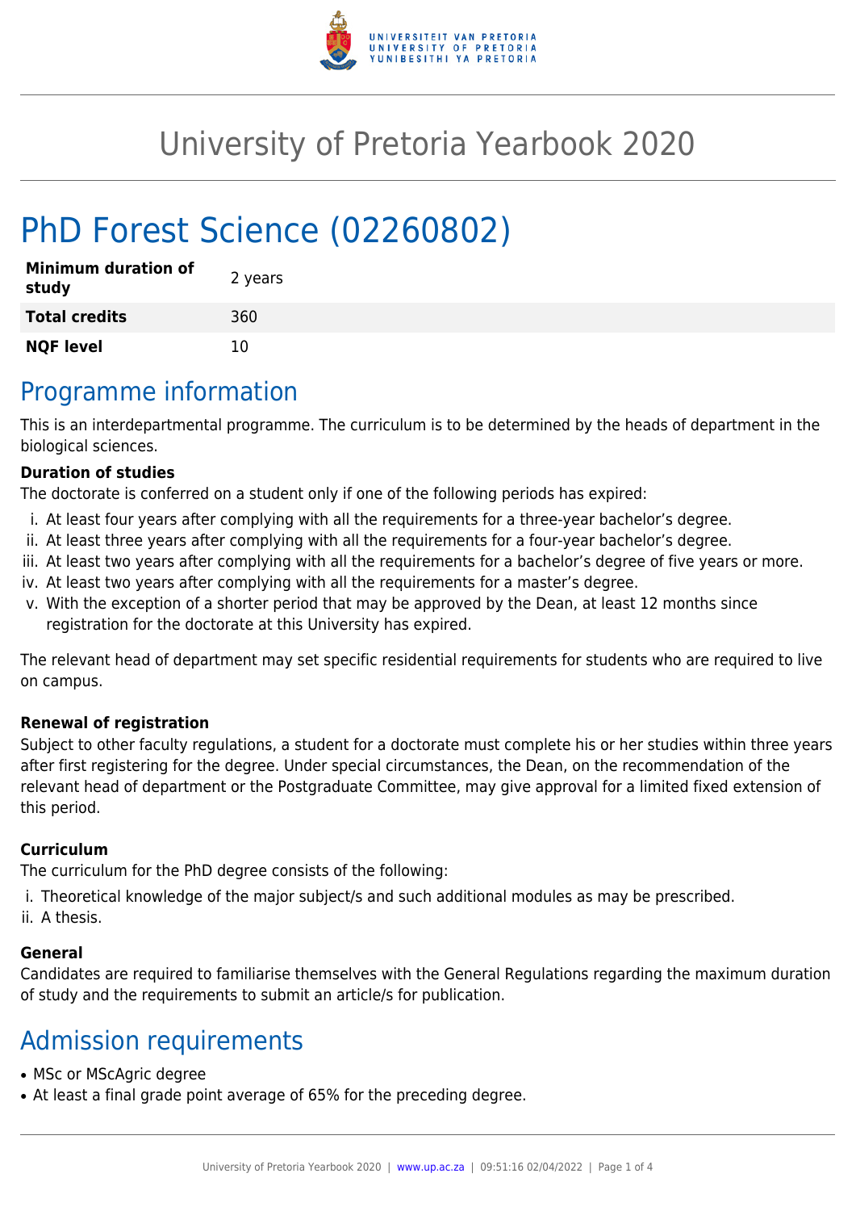# University of Pretoria Yearbook 2020

# PhD Forest Science (02260802)

| **Minimum duration of study** | 2 years |
| --- | --- |
| **Total credits** | 360 |
| **NQF level** | 10 |

## Programme information

This is an interdepartmental programme. The curriculum is to be determined by the heads of department in the biological sciences.

**Duration of studies**

The doctorate is conferred on a student only if one of the following periods has expired:

i. At least four years after complying with all the requirements for a three-year bachelor's degree.
ii. At least three years after complying with all the requirements for a four-year bachelor's degree.
iii. At least two years after complying with all the requirements for a bachelor's degree of five years or more.
iv. At least two years after complying with all the requirements for a master's degree.
v. With the exception of a shorter period that may be approved by the Dean, at least 12 months since registration for the doctorate at this University has expired.

The relevant head of department may set specific residential requirements for students who are required to live on campus.

**Renewal of registration**

Subject to other faculty regulations, a student for a doctorate must complete his or her studies within three years after first registering for the degree. Under special circumstances, the Dean, on the recommendation of the relevant head of department or the Postgraduate Committee, may give approval for a limited fixed extension of this period.

**Curriculum**

The curriculum for the PhD degree consists of the following:

i. Theoretical knowledge of the major subject/s and such additional modules as may be prescribed.
ii. A thesis.

**General**

Candidates are required to familiarise themselves with the General Regulations regarding the maximum duration of study and the requirements to submit an article/s for publication.

## Admission requirements

- MSc or MScAgric degree
- At least a final grade point average of 65% for the preceding degree.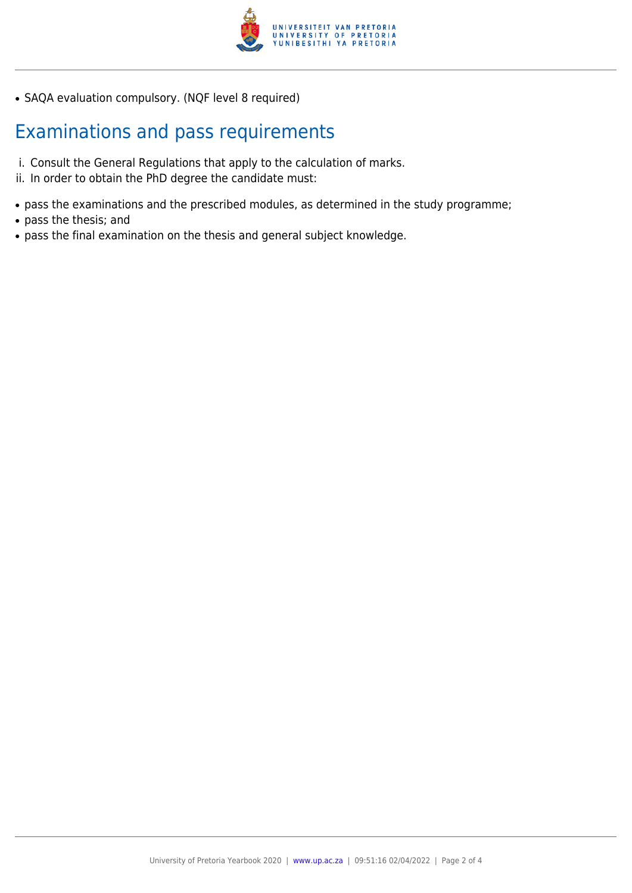- SAQA evaluation compulsory. (NQF level 8 required)

## Examinations and pass requirements

i. Consult the General Regulations that apply to the calculation of marks.
ii. In order to obtain the PhD degree the candidate must:

- pass the examinations and the prescribed modules, as determined in the study programme;
- pass the thesis; and
- pass the final examination on the thesis and general subject knowledge.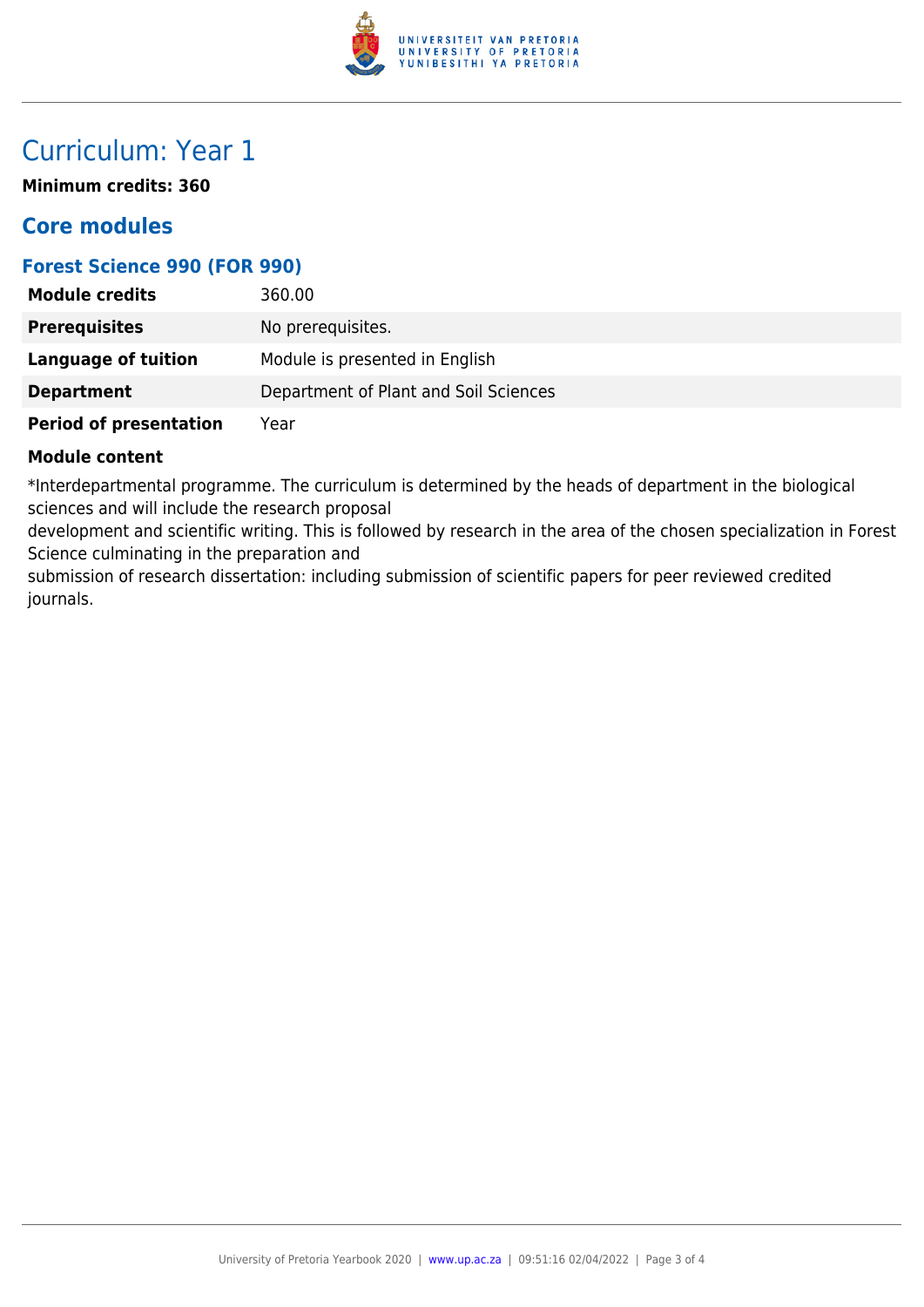# Curriculum: Year 1

**Minimum credits: 360**

## Core modules

### Forest Science 990 (FOR 990)

| | |
|---|---|
| **Module credits** | 360.00 |
| **Prerequisites** | No prerequisites. |
| **Language of tuition** | Module is presented in English |
| **Department** | Department of Plant and Soil Sciences |
| **Period of presentation** | Year |

**Module content**

*Interdepartmental programme. The curriculum is determined by the heads of department in the biological sciences and will include the research proposal development and scientific writing. This is followed by research in the area of the chosen specialization in Forest Science culminating in the preparation and submission of research dissertation: including submission of scientific papers for peer reviewed credited journals.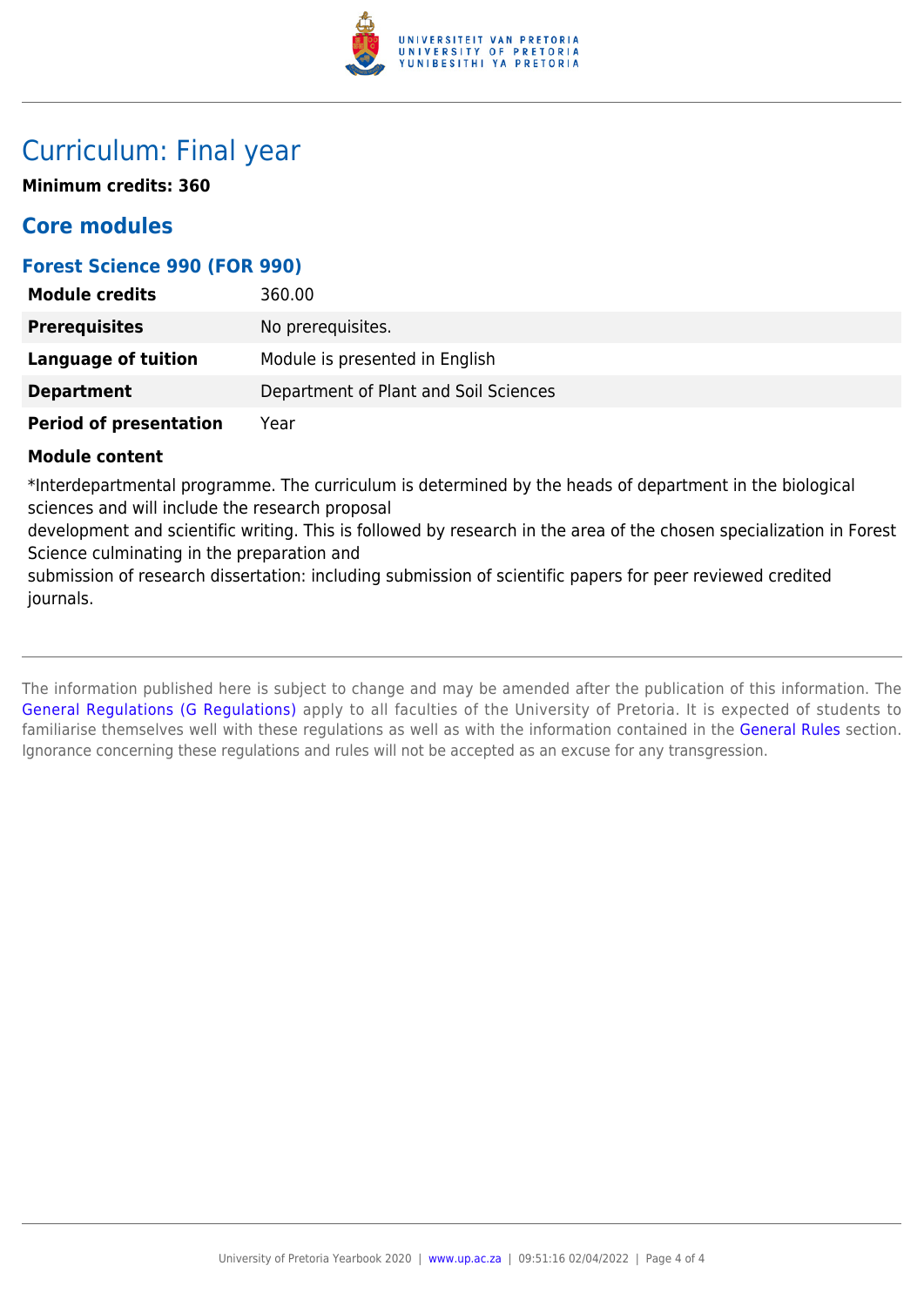# Curriculum: Final year

**Minimum credits: 360**

## Core modules

### Forest Science 990 (FOR 990)

| | |
|---|---|
| **Module credits** | 360.00 |
| **Prerequisites** | No prerequisites. |
| **Language of tuition** | Module is presented in English |
| **Department** | Department of Plant and Soil Sciences |
| **Period of presentation** | Year |

**Module content**

*Interdepartmental programme. The curriculum is determined by the heads of department in the biological sciences and will include the research proposal development and scientific writing. This is followed by research in the area of the chosen specialization in Forest Science culminating in the preparation and submission of research dissertation: including submission of scientific papers for peer reviewed credited journals.

The information published here is subject to change and may be amended after the publication of this information. The General Regulations (G Regulations) apply to all faculties of the University of Pretoria. It is expected of students to familiarise themselves well with these regulations as well as with the information contained in the General Rules section. Ignorance concerning these regulations and rules will not be accepted as an excuse for any transgression.